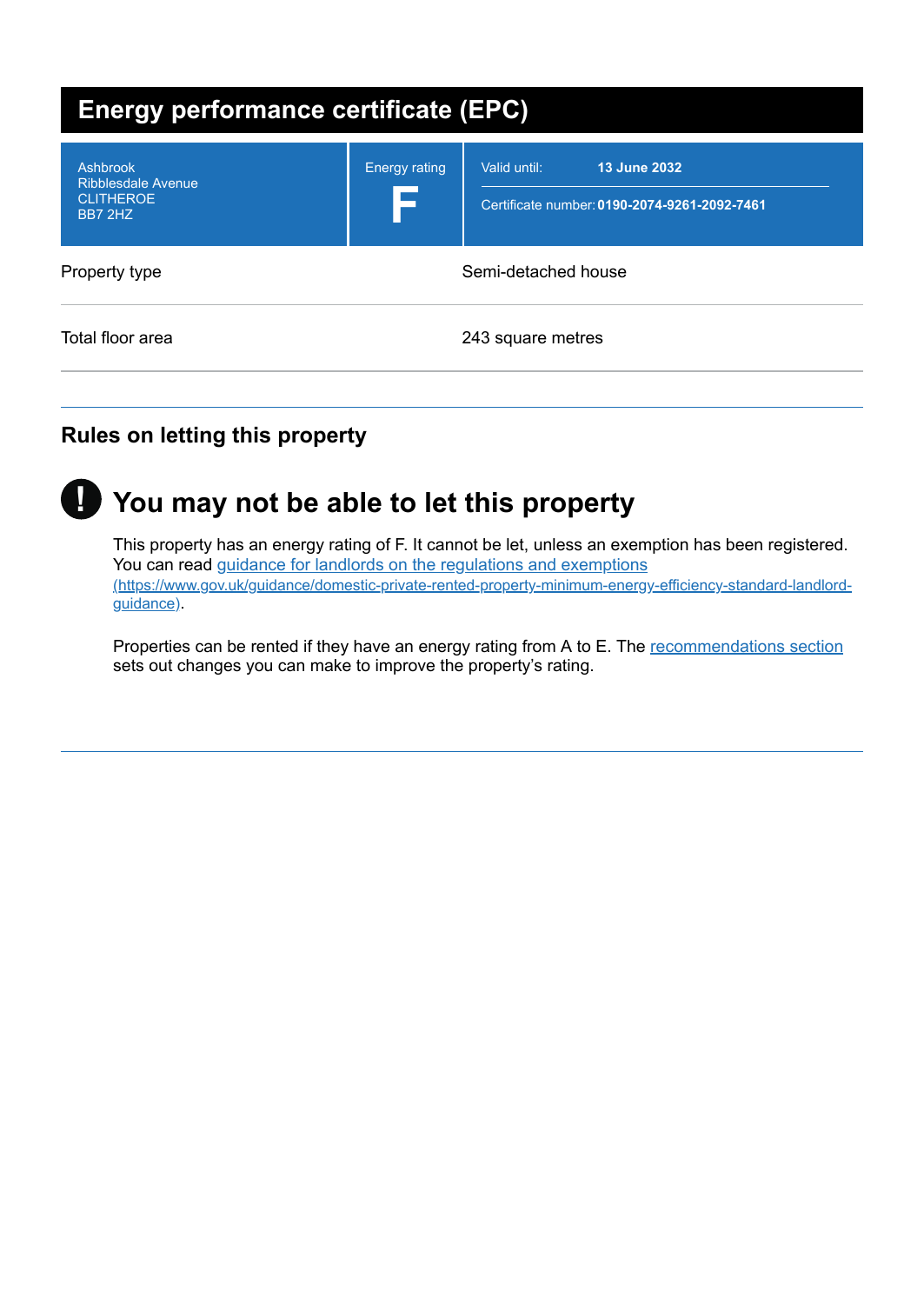# Energy performance certificate (EPC)

| Ashbrook<br>Ribblesdale Avenue<br>CLITHEROE<br>BB7 2HZ | Energy rating<br>**F** | Valid until: **13 June 2032**<br>Certificate number: **0190-2074-9261-2092-7461** |
|---|---|---|

| | |
|---|---|
| Property type | Semi-detached house |
| Total floor area | 243 square metres |

## Rules on letting this property

### You may not be able to let this property

This property has an energy rating of F. It cannot be let, unless an exemption has been registered. You can read [guidance for landlords on the regulations and exemptions](https://www.gov.uk/guidance/domestic-private-rented-property-minimum-energy-efficiency-standard-landlord-guidance) (https://www.gov.uk/guidance/domestic-private-rented-property-minimum-energy-efficiency-standard-landlord-guidance).

Properties can be rented if they have an energy rating from A to E. The [recommendations section](#) sets out changes you can make to improve the property's rating.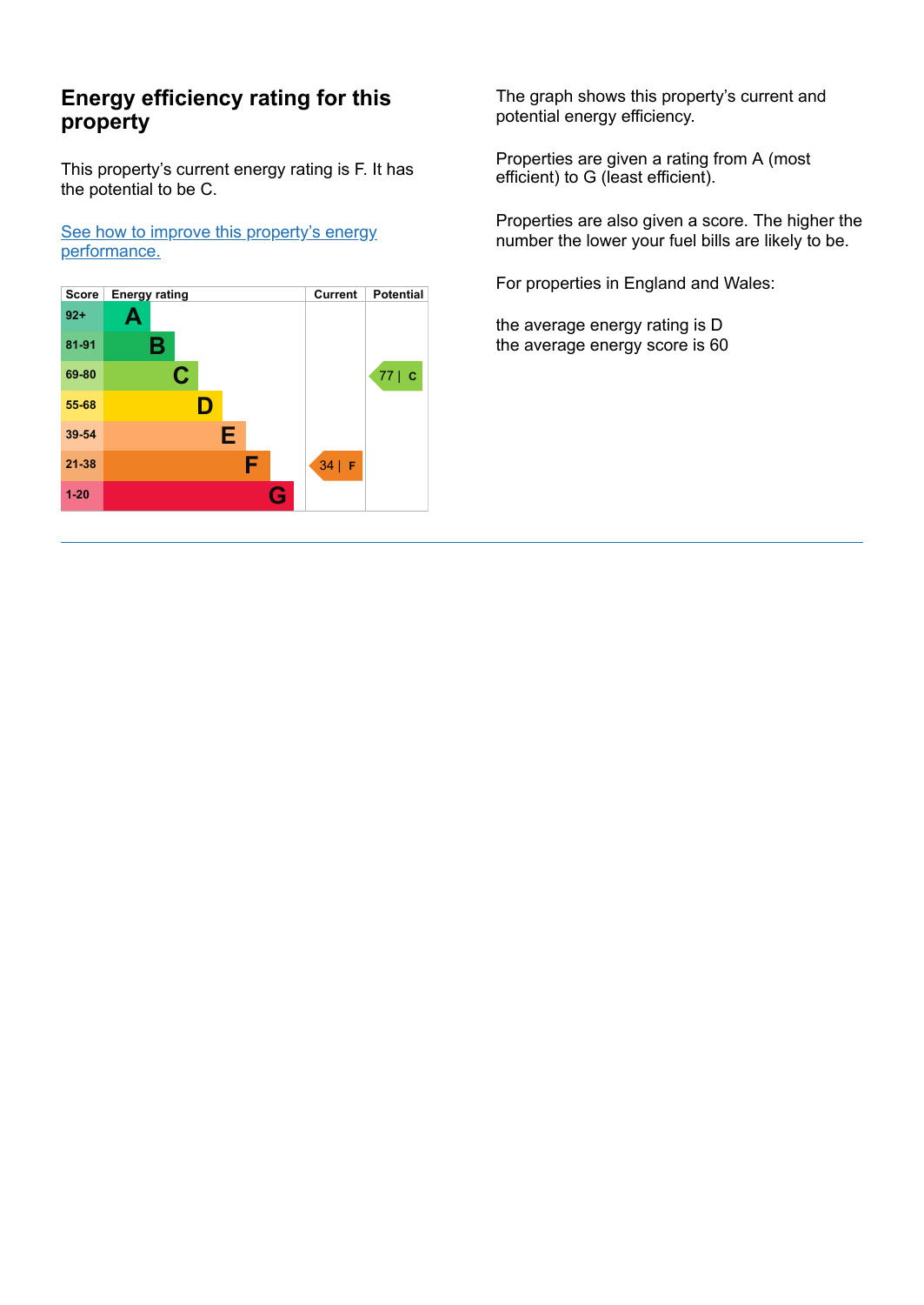## Energy efficiency rating for this property

This property's current energy rating is F. It has the potential to be C.

[See how to improve this property's energy performance.](#)

| Score | Energy rating | Current | Potential |
|---|---|---|---|
| 92+ | A | | |
| 81-91 | B | | |
| 69-80 | C | | 77 \| C |
| 55-68 | D | | |
| 39-54 | E | | |
| 21-38 | F | 34 \| F | |
| 1-20 | G | | |

The graph shows this property's current and potential energy efficiency.

Properties are given a rating from A (most efficient) to G (least efficient).

Properties are also given a score. The higher the number the lower your fuel bills are likely to be.

For properties in England and Wales:

the average energy rating is D
the average energy score is 60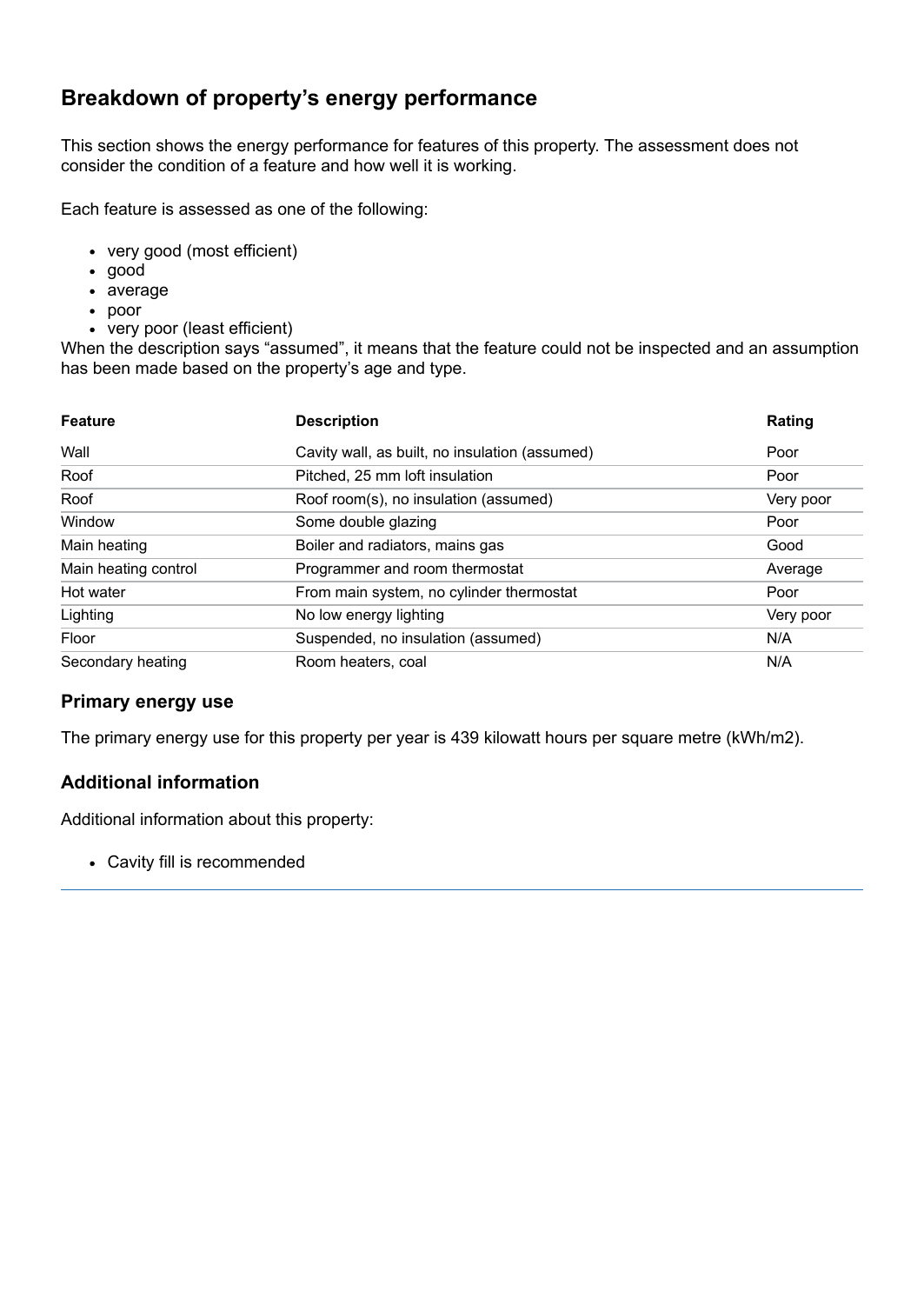## Breakdown of property's energy performance

This section shows the energy performance for features of this property. The assessment does not consider the condition of a feature and how well it is working.

Each feature is assessed as one of the following:

- very good (most efficient)
- good
- average
- poor
- very poor (least efficient)

When the description says "assumed", it means that the feature could not be inspected and an assumption has been made based on the property's age and type.

| Feature | Description | Rating |
| --- | --- | --- |
| Wall | Cavity wall, as built, no insulation (assumed) | Poor |
| Roof | Pitched, 25 mm loft insulation | Poor |
| Roof | Roof room(s), no insulation (assumed) | Very poor |
| Window | Some double glazing | Poor |
| Main heating | Boiler and radiators, mains gas | Good |
| Main heating control | Programmer and room thermostat | Average |
| Hot water | From main system, no cylinder thermostat | Poor |
| Lighting | No low energy lighting | Very poor |
| Floor | Suspended, no insulation (assumed) | N/A |
| Secondary heating | Room heaters, coal | N/A |

### Primary energy use

The primary energy use for this property per year is 439 kilowatt hours per square metre (kWh/m2).

### Additional information

Additional information about this property:

- Cavity fill is recommended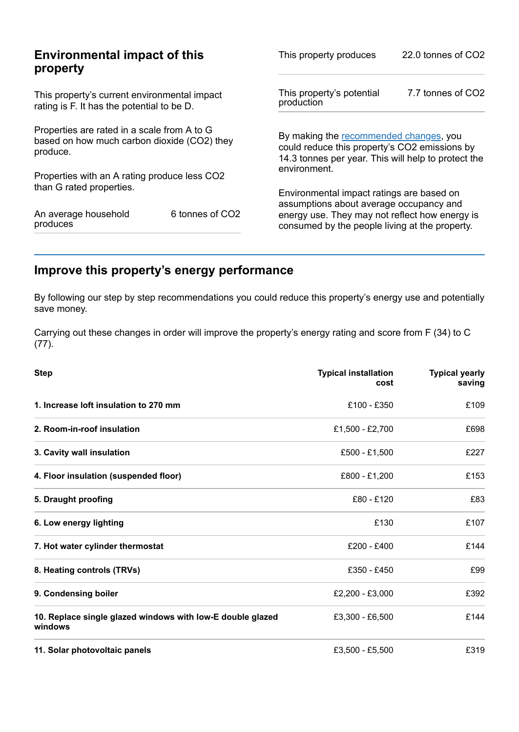## Environmental impact of this property

This property's current environmental impact rating is F. It has the potential to be D.

Properties are rated in a scale from A to G based on how much carbon dioxide ($CO_2$) they produce.

Properties with an A rating produce less $CO_2$ than G rated properties.

| | |
|---|---|
| An average household produces | 6 tonnes of $CO_2$ |

| | |
|---|---|
| This property produces | 22.0 tonnes of $CO_2$ |
| This property's potential production | 7.7 tonnes of $CO_2$ |

By making the recommended changes, you could reduce this property's $CO_2$ emissions by 14.3 tonnes per year. This will help to protect the environment.

Environmental impact ratings are based on assumptions about average occupancy and energy use. They may not reflect how energy is consumed by the people living at the property.

## Improve this property's energy performance

By following our step by step recommendations you could reduce this property's energy use and potentially save money.

Carrying out these changes in order will improve the property's energy rating and score from F (34) to C (77).

| Step | Typical installation cost | Typical yearly saving |
|---|---|---|
| **1. Increase loft insulation to 270 mm** | £100 - £350 | £109 |
| **2. Room-in-roof insulation** | £1,500 - £2,700 | £698 |
| **3. Cavity wall insulation** | £500 - £1,500 | £227 |
| **4. Floor insulation (suspended floor)** | £800 - £1,200 | £153 |
| **5. Draught proofing** | £80 - £120 | £83 |
| **6. Low energy lighting** | £130 | £107 |
| **7. Hot water cylinder thermostat** | £200 - £400 | £144 |
| **8. Heating controls (TRVs)** | £350 - £450 | £99 |
| **9. Condensing boiler** | £2,200 - £3,000 | £392 |
| **10. Replace single glazed windows with low-E double glazed windows** | £3,300 - £6,500 | £144 |
| **11. Solar photovoltaic panels** | £3,500 - £5,500 | £319 |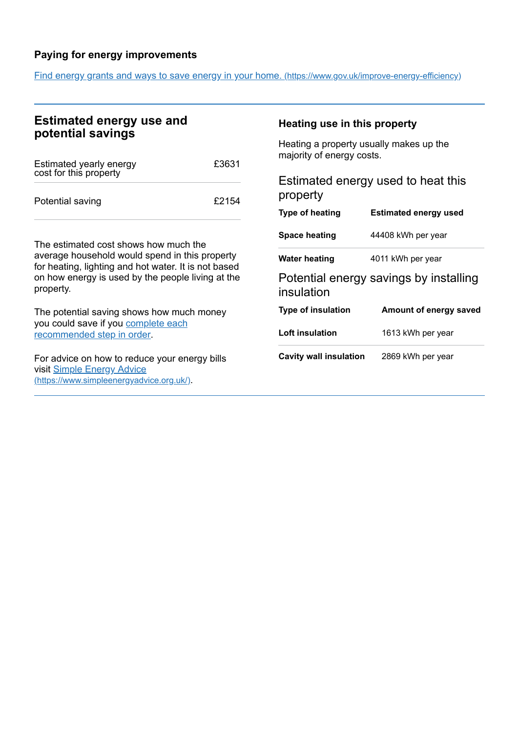## Paying for energy improvements

[Find energy grants and ways to save energy in your home.](https://www.gov.uk/improve-energy-efficiency) (https://www.gov.uk/improve-energy-efficiency)

## Estimated energy use and potential savings

| | |
|---|---|
| Estimated yearly energy cost for this property | £3631 |
| Potential saving | £2154 |

The estimated cost shows how much the average household would spend in this property for heating, lighting and hot water. It is not based on how energy is used by the people living at the property.

The potential saving shows how much money you could save if you complete each recommended step in order.

For advice on how to reduce your energy bills visit [Simple Energy Advice](https://www.simpleenergyadvice.org.uk/) (https://www.simpleenergyadvice.org.uk/).

### Heating use in this property

Heating a property usually makes up the majority of energy costs.

### Estimated energy used to heat this property

| Type of heating | Estimated energy used |
|---|---|
| **Space heating** | 44408 kWh per year |
| **Water heating** | 4011 kWh per year |

### Potential energy savings by installing insulation

| Type of insulation | Amount of energy saved |
|---|---|
| **Loft insulation** | 1613 kWh per year |
| **Cavity wall insulation** | 2869 kWh per year |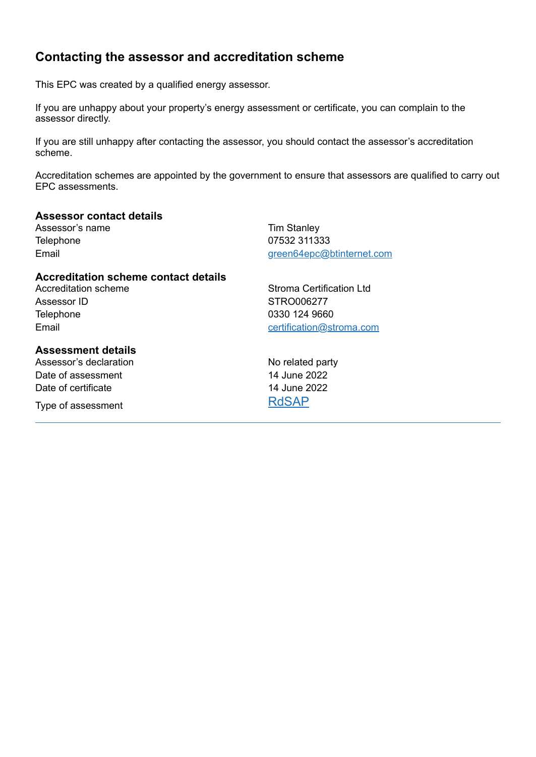## Contacting the assessor and accreditation scheme

This EPC was created by a qualified energy assessor.

If you are unhappy about your property's energy assessment or certificate, you can complain to the assessor directly.

If you are still unhappy after contacting the assessor, you should contact the assessor's accreditation scheme.

Accreditation schemes are appointed by the government to ensure that assessors are qualified to carry out EPC assessments.

### Assessor contact details

| | |
|---|---|
| Assessor's name | Tim Stanley |
| Telephone | 07532 311333 |
| Email | green64epc@btinternet.com |

### Accreditation scheme contact details

| | |
|---|---|
| Accreditation scheme | Stroma Certification Ltd |
| Assessor ID | STRO006277 |
| Telephone | 0330 124 9660 |
| Email | certification@stroma.com |

### Assessment details

| | |
|---|---|
| Assessor's declaration | No related party |
| Date of assessment | 14 June 2022 |
| Date of certificate | 14 June 2022 |
| Type of assessment | RdSAP |